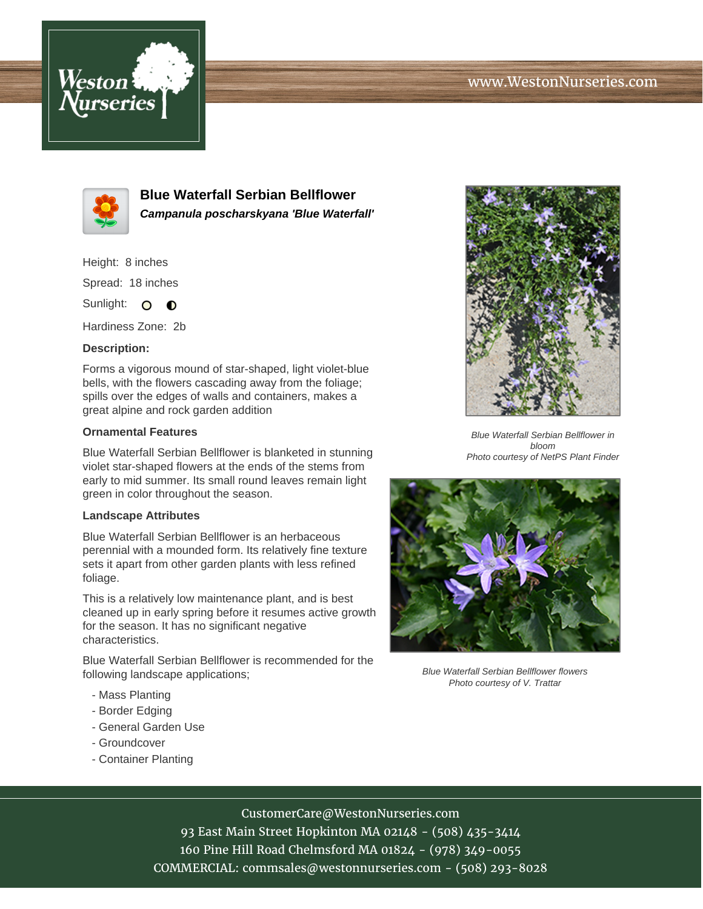# Blue Waterfall Serbian Bellflower

***Campanula poscharskyana 'Blue Waterfall'***

Height: 8 inches

Spread: 18 inches

Sunlight: ○ ◐

Hardiness Zone: 2b

**Description:**

Forms a vigorous mound of star-shaped, light violet-blue bells, with the flowers cascading away from the foliage; spills over the edges of walls and containers, makes a great alpine and rock garden addition

**Ornamental Features**

Blue Waterfall Serbian Bellflower is blanketed in stunning violet star-shaped flowers at the ends of the stems from early to mid summer. Its small round leaves remain light green in color throughout the season.

**Landscape Attributes**

Blue Waterfall Serbian Bellflower is an herbaceous perennial with a mounded form. Its relatively fine texture sets it apart from other garden plants with less refined foliage.

This is a relatively low maintenance plant, and is best cleaned up in early spring before it resumes active growth for the season. It has no significant negative characteristics.

Blue Waterfall Serbian Bellflower is recommended for the following landscape applications;

- Mass Planting
- Border Edging
- General Garden Use
- Groundcover
- Container Planting

*Blue Waterfall Serbian Bellflower in bloom*
*Photo courtesy of NetPS Plant Finder*

*Blue Waterfall Serbian Bellflower flowers*
*Photo courtesy of V. Trattar*

CustomerCare@WestonNurseries.com
93 East Main Street Hopkinton MA 02148 - (508) 435-3414
160 Pine Hill Road Chelmsford MA 01824 - (978) 349-0055
COMMERCIAL: commsales@westonnurseries.com - (508) 293-8028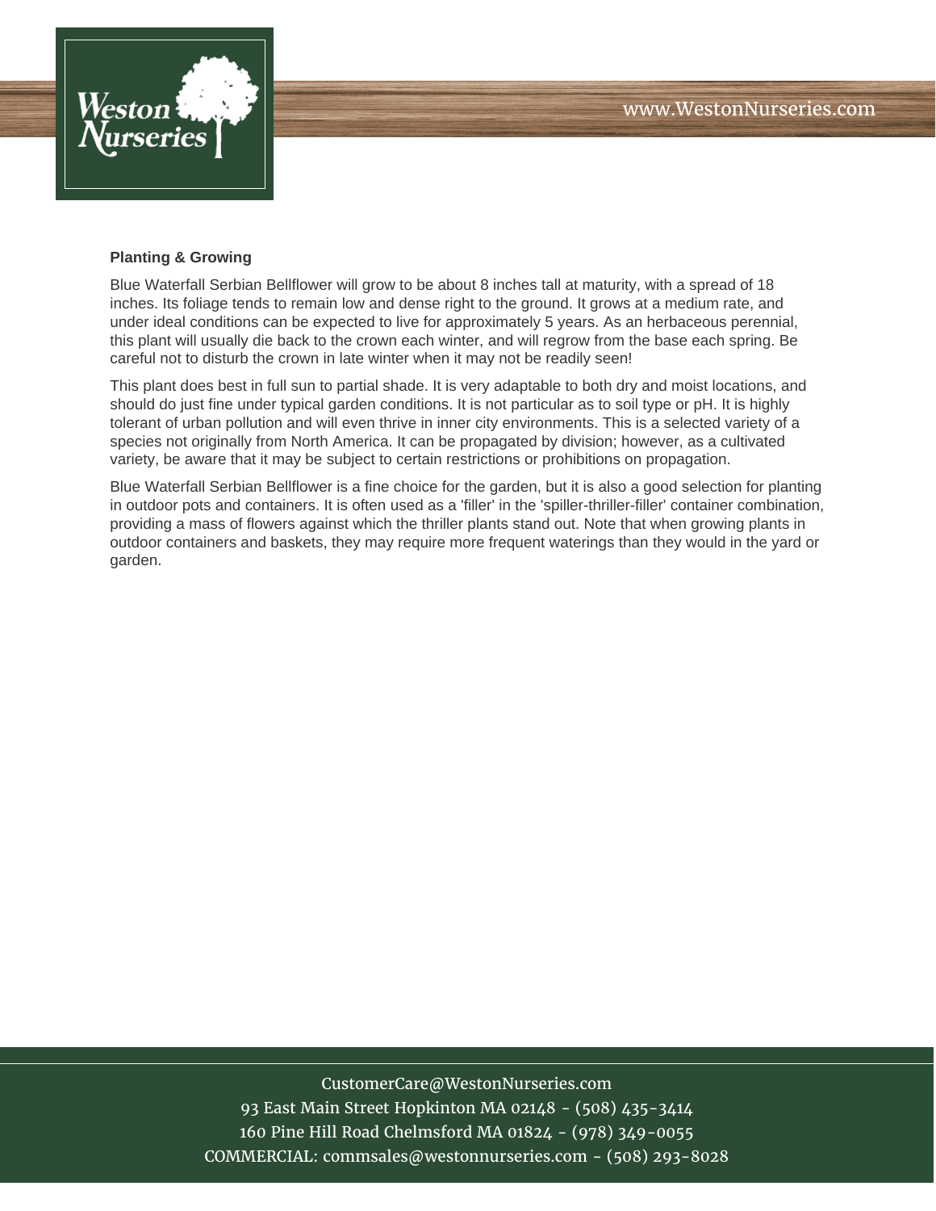### Planting & Growing

Blue Waterfall Serbian Bellflower will grow to be about 8 inches tall at maturity, with a spread of 18 inches. Its foliage tends to remain low and dense right to the ground. It grows at a medium rate, and under ideal conditions can be expected to live for approximately 5 years. As an herbaceous perennial, this plant will usually die back to the crown each winter, and will regrow from the base each spring. Be careful not to disturb the crown in late winter when it may not be readily seen!

This plant does best in full sun to partial shade. It is very adaptable to both dry and moist locations, and should do just fine under typical garden conditions. It is not particular as to soil type or pH. It is highly tolerant of urban pollution and will even thrive in inner city environments. This is a selected variety of a species not originally from North America. It can be propagated by division; however, as a cultivated variety, be aware that it may be subject to certain restrictions or prohibitions on propagation.

Blue Waterfall Serbian Bellflower is a fine choice for the garden, but it is also a good selection for planting in outdoor pots and containers. It is often used as a 'filler' in the 'spiller-thriller-filler' container combination, providing a mass of flowers against which the thriller plants stand out. Note that when growing plants in outdoor containers and baskets, they may require more frequent waterings than they would in the yard or garden.